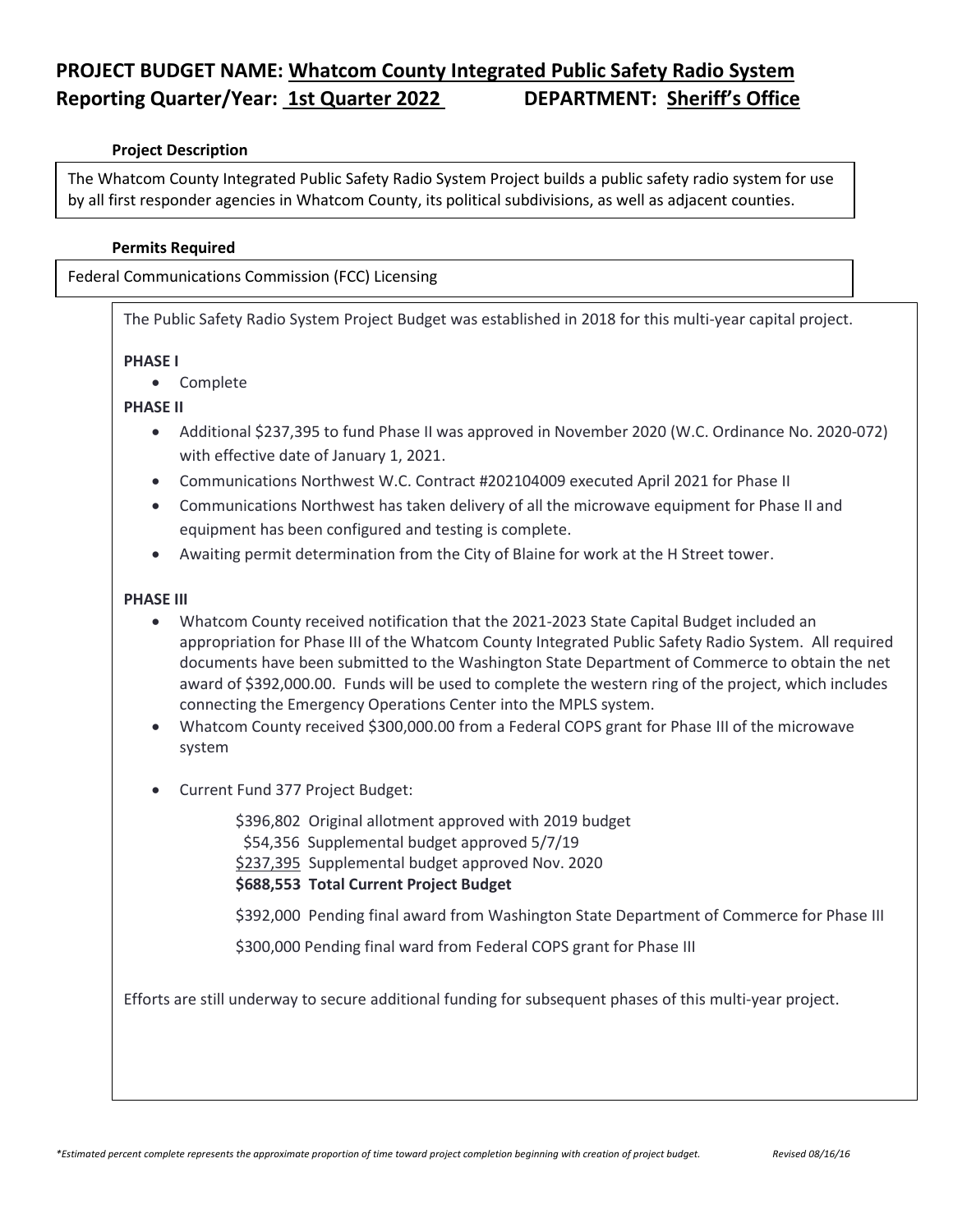# PROJECT BUDGET NAME: Whatcom County Integrated Public Safety Radio System

## Reporting Quarter/Year: 1st Quarter 2022 DEPARTMENT: Sheriff's Office

**Project Description**

The Whatcom County Integrated Public Safety Radio System Project builds a public safety radio system for use by all first responder agencies in Whatcom County, its political subdivisions, as well as adjacent counties.

**Permits Required**

Federal Communications Commission (FCC) Licensing

The Public Safety Radio System Project Budget was established in 2018 for this multi-year capital project.

**PHASE I**

- Complete

**PHASE II**

- Additional $237,395 to fund Phase II was approved in November 2020 (W.C. Ordinance No. 2020-072) with effective date of January 1, 2021.
- Communications Northwest W.C. Contract #202104009 executed April 2021 for Phase II
- Communications Northwest has taken delivery of all the microwave equipment for Phase II and equipment has been configured and testing is complete.
- Awaiting permit determination from the City of Blaine for work at the H Street tower.

**PHASE III**

- Whatcom County received notification that the 2021-2023 State Capital Budget included an appropriation for Phase III of the Whatcom County Integrated Public Safety Radio System. All required documents have been submitted to the Washington State Department of Commerce to obtain the net award of $392,000.00. Funds will be used to complete the western ring of the project, which includes connecting the Emergency Operations Center into the MPLS system.
- Whatcom County received $300,000.00 from a Federal COPS grant for Phase III of the microwave system

- Current Fund 377 Project Budget:

  $396,802 Original allotment approved with 2019 budget
  $54,356 Supplemental budget approved 5/7/19
  $237,395 Supplemental budget approved Nov. 2020
  **$688,553 Total Current Project Budget**

  $392,000 Pending final award from Washington State Department of Commerce for Phase III

  $300,000 Pending final ward from Federal COPS grant for Phase III

Efforts are still underway to secure additional funding for subsequent phases of this multi-year project.

*\*Estimated percent complete represents the approximate proportion of time toward project completion beginning with creation of project budget.* *Revised 08/16/16*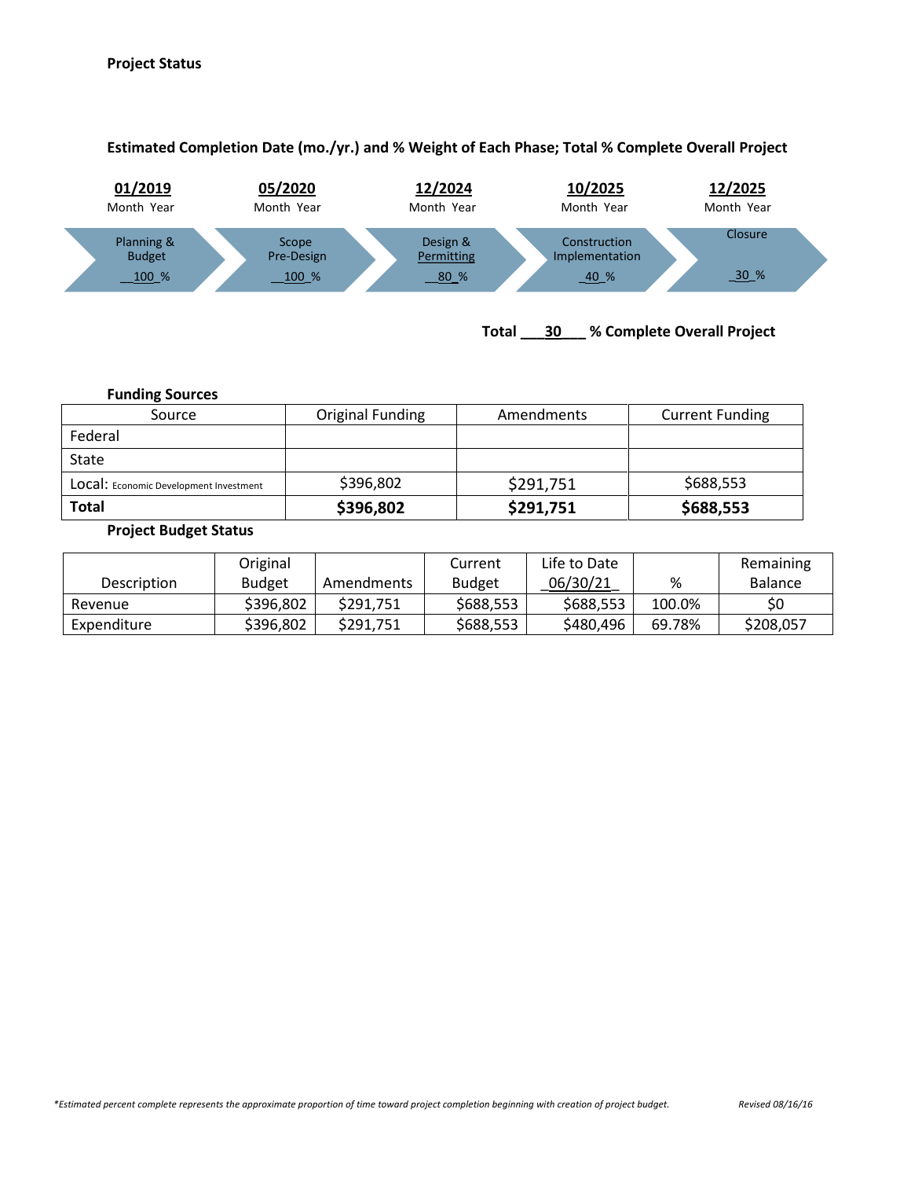**Project Status**

**Estimated Completion Date (mo./yr.) and % Weight of Each Phase; Total % Complete Overall Project**

01/2019
Month Year
Planning & Budget
__100_%

05/2020
Month Year
Scope Pre-Design
__100_%

12/2024
Month Year
Design & Permitting
__80_%

10/2025
Month Year
Construction Implementation
_40_%

12/2025
Month Year
Closure
_30_%

**Total ___30___ % Complete Overall Project**

**Funding Sources**

| Source | Original Funding | Amendments | Current Funding |
|---|---|---|---|
| Federal | | | |
| State | | | |
| Local: Economic Development Investment | $396,802 | $291,751 | $688,553 |
| **Total** | **$396,802** | **$291,751** | **$688,553** |

**Project Budget Status**

| Description | Original Budget | Amendments | Current Budget | Life to Date _06/30/21_ | % | Remaining Balance |
|---|---|---|---|---|---|---|
| Revenue | $396,802 | $291,751 | $688,553 | $688,553 | 100.0% | $0 |
| Expenditure | $396,802 | $291,751 | $688,553 | $480,496 | 69.78% | $208,057 |

*\*Estimated percent complete represents the approximate proportion of time toward project completion beginning with creation of project budget.*

*Revised 08/16/16*